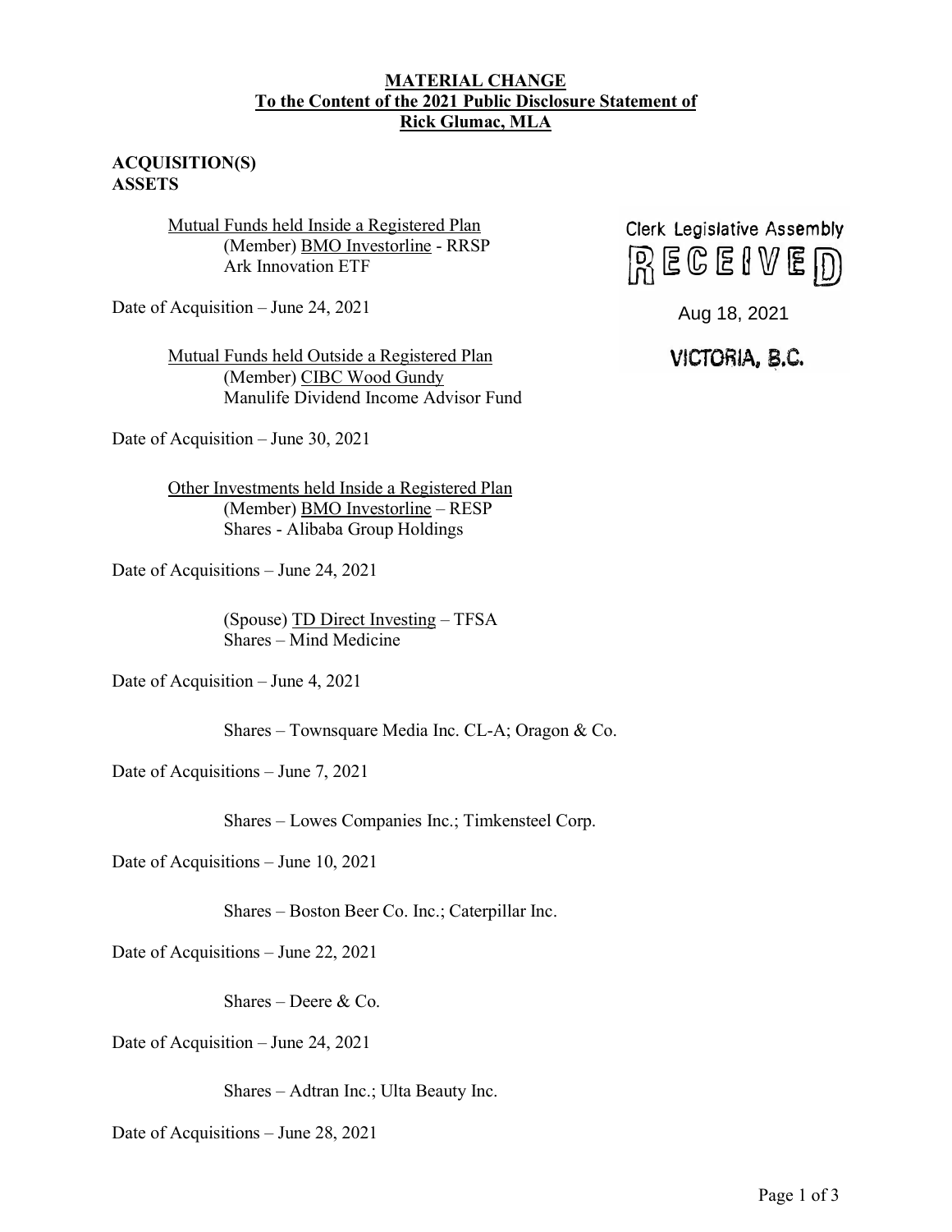**MATERIAL CHANGE**
**To the Content of the 2021 Public Disclosure Statement of**
**Rick Glumac, MLA**

Clerk Legislative Assembly
RECEIVED
Aug 18, 2021
VICTORIA, B.C.

**ACQUISITION(S)**
**ASSETS**

Mutual Funds held Inside a Registered Plan
(Member) BMO Investorline - RRSP
Ark Innovation ETF

Date of Acquisition – June 24, 2021

Mutual Funds held Outside a Registered Plan
(Member) CIBC Wood Gundy
Manulife Dividend Income Advisor Fund

Date of Acquisition – June 30, 2021

Other Investments held Inside a Registered Plan
(Member) BMO Investorline – RESP
Shares - Alibaba Group Holdings

Date of Acquisitions – June 24, 2021

(Spouse) TD Direct Investing – TFSA
Shares – Mind Medicine

Date of Acquisition – June 4, 2021

Shares – Townsquare Media Inc. CL-A; Oragon & Co.

Date of Acquisitions – June 7, 2021

Shares – Lowes Companies Inc.; Timkensteel Corp.

Date of Acquisitions – June 10, 2021

Shares – Boston Beer Co. Inc.; Caterpillar Inc.

Date of Acquisitions – June 22, 2021

Shares – Deere & Co.

Date of Acquisition – June 24, 2021

Shares – Adtran Inc.; Ulta Beauty Inc.

Date of Acquisitions – June 28, 2021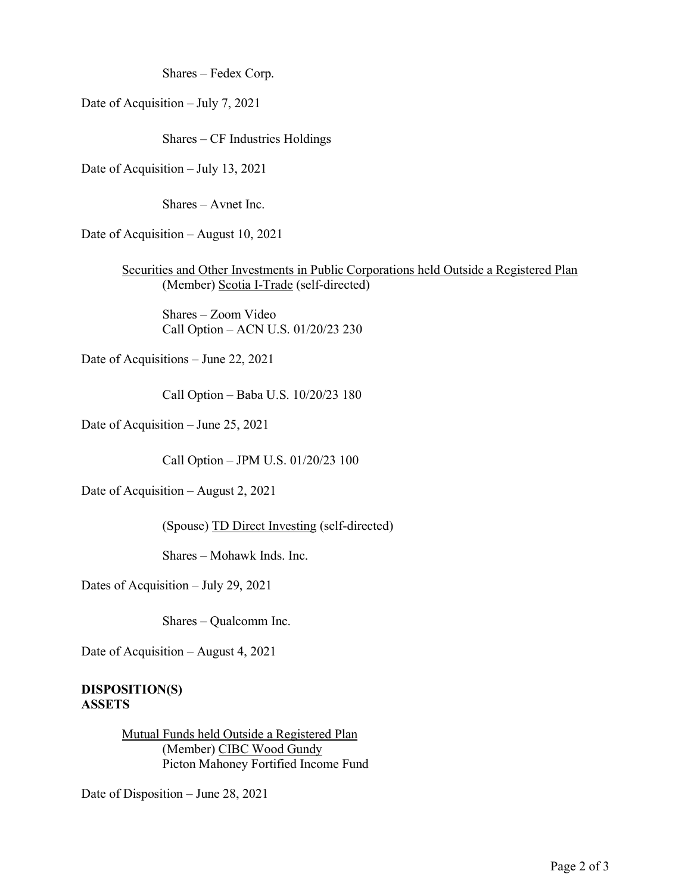Shares – Fedex Corp.

Date of Acquisition – July 7, 2021

Shares – CF Industries Holdings

Date of Acquisition – July 13, 2021

Shares – Avnet Inc.

Date of Acquisition – August 10, 2021

Securities and Other Investments in Public Corporations held Outside a Registered Plan
(Member) Scotia I-Trade (self-directed)

Shares – Zoom Video
Call Option – ACN U.S. 01/20/23 230

Date of Acquisitions – June 22, 2021

Call Option – Baba U.S. 10/20/23 180

Date of Acquisition – June 25, 2021

Call Option – JPM U.S. 01/20/23 100

Date of Acquisition – August 2, 2021

(Spouse) TD Direct Investing (self-directed)

Shares – Mohawk Inds. Inc.

Dates of Acquisition – July 29, 2021

Shares – Qualcomm Inc.

Date of Acquisition – August 4, 2021

**DISPOSITION(S)**
**ASSETS**

Mutual Funds held Outside a Registered Plan
(Member) CIBC Wood Gundy
Picton Mahoney Fortified Income Fund

Date of Disposition – June 28, 2021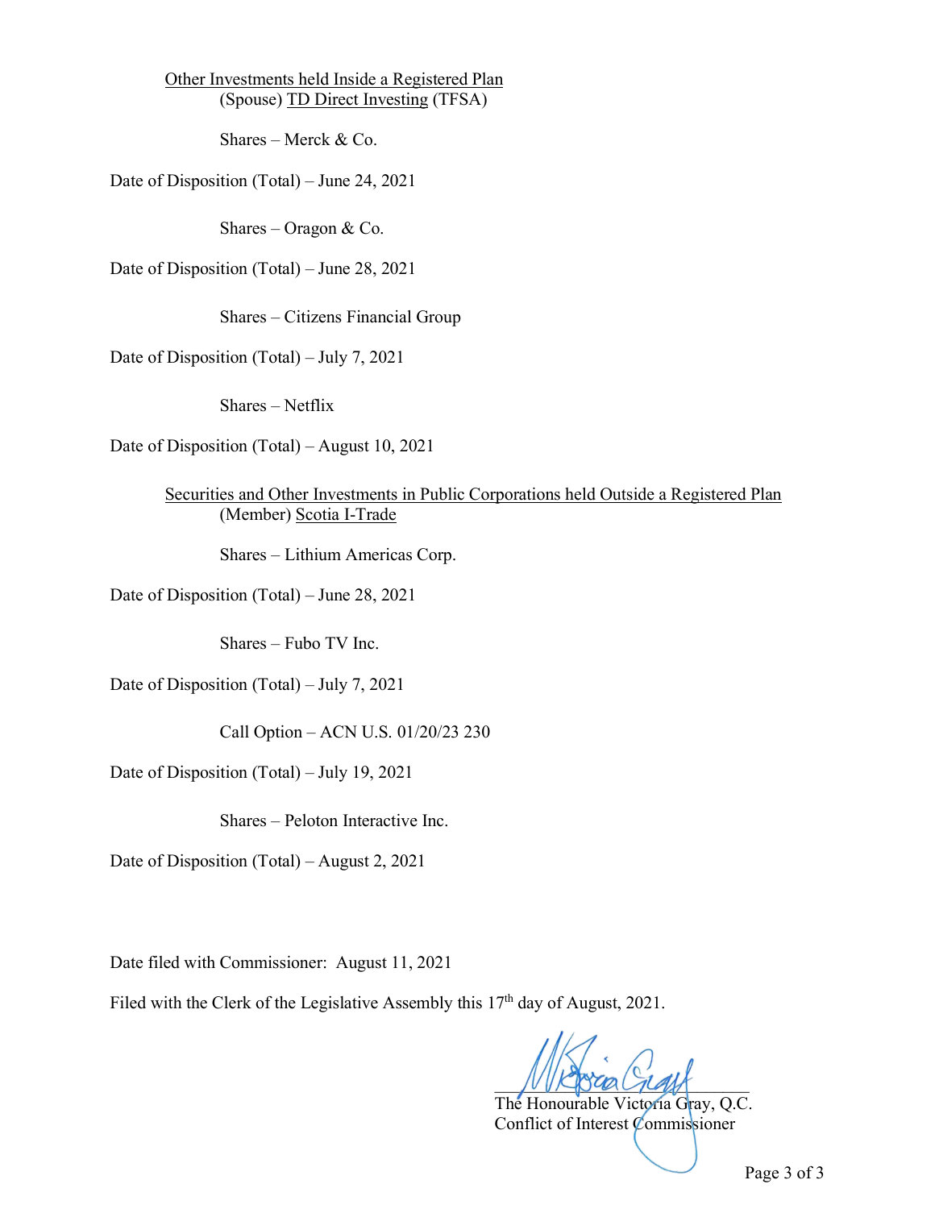<u>Other Investments held Inside a Registered Plan</u>
(Spouse) <u>TD Direct Investing</u> (TFSA)

Shares – Merck & Co.

Date of Disposition (Total) – June 24, 2021

Shares – Oragon & Co.

Date of Disposition (Total) – June 28, 2021

Shares – Citizens Financial Group

Date of Disposition (Total) – July 7, 2021

Shares – Netflix

Date of Disposition (Total) – August 10, 2021

<u>Securities and Other Investments in Public Corporations held Outside a Registered Plan</u>
(Member) <u>Scotia I-Trade</u>

Shares – Lithium Americas Corp.

Date of Disposition (Total) – June 28, 2021

Shares – Fubo TV Inc.

Date of Disposition (Total) – July 7, 2021

Call Option – ACN U.S. 01/20/23 230

Date of Disposition (Total) – July 19, 2021

Shares – Peloton Interactive Inc.

Date of Disposition (Total) – August 2, 2021

Date filed with Commissioner: August 11, 2021

Filed with the Clerk of the Legislative Assembly this 17th day of August, 2021.

The Honourable Victoria Gray, Q.C.
Conflict of Interest Commissioner